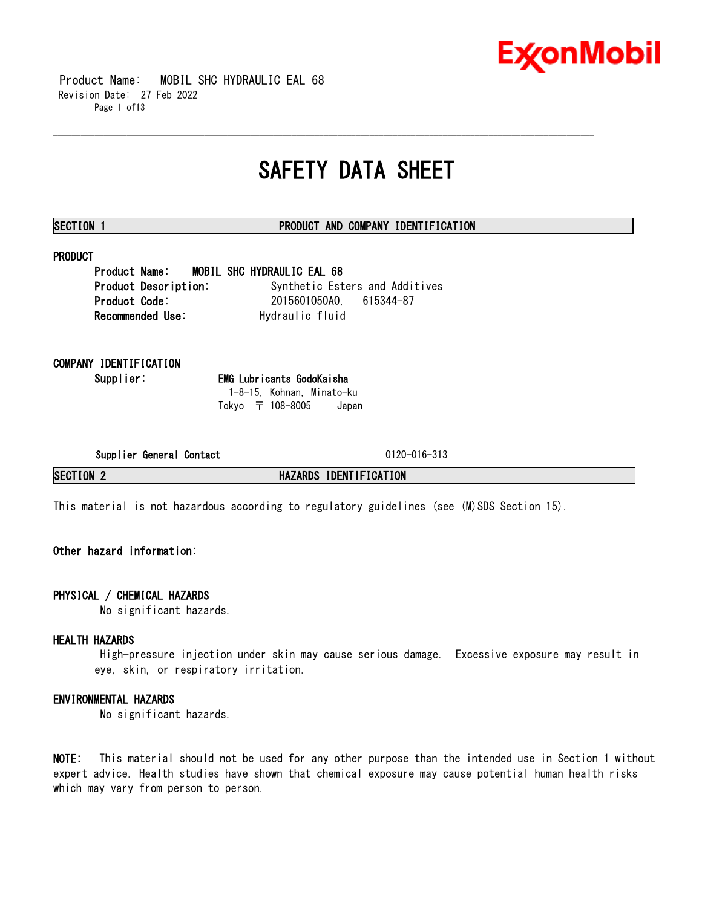# SAFETY DATA SHEET

## SECTION 1 PRODUCT AND COMPANY IDENTIFICATION

### PRODUCT

**Product Name:** MOBIL SHC HYDRAULIC EAL 68
**Product Description:** Synthetic Esters and Additives
**Product Code:** 2015601050A0, 615344-87
**Recommended Use:** Hydraulic fluid

### COMPANY IDENTIFICATION

**Supplier:** **EMG Lubricants GodoKaisha**
1-8-15, Kohnan, Minato-ku
Tokyo 〒 108-8005 Japan

**Supplier General Contact** 0120-016-313

## SECTION 2 HAZARDS IDENTIFICATION

This material is not hazardous according to regulatory guidelines (see (M)SDS Section 15).

**Other hazard information:**

### PHYSICAL / CHEMICAL HAZARDS

No significant hazards.

### HEALTH HAZARDS

High-pressure injection under skin may cause serious damage. Excessive exposure may result in eye, skin, or respiratory irritation.

### ENVIRONMENTAL HAZARDS

No significant hazards.

**NOTE:** This material should not be used for any other purpose than the intended use in Section 1 without expert advice. Health studies have shown that chemical exposure may cause potential human health risks which may vary from person to person.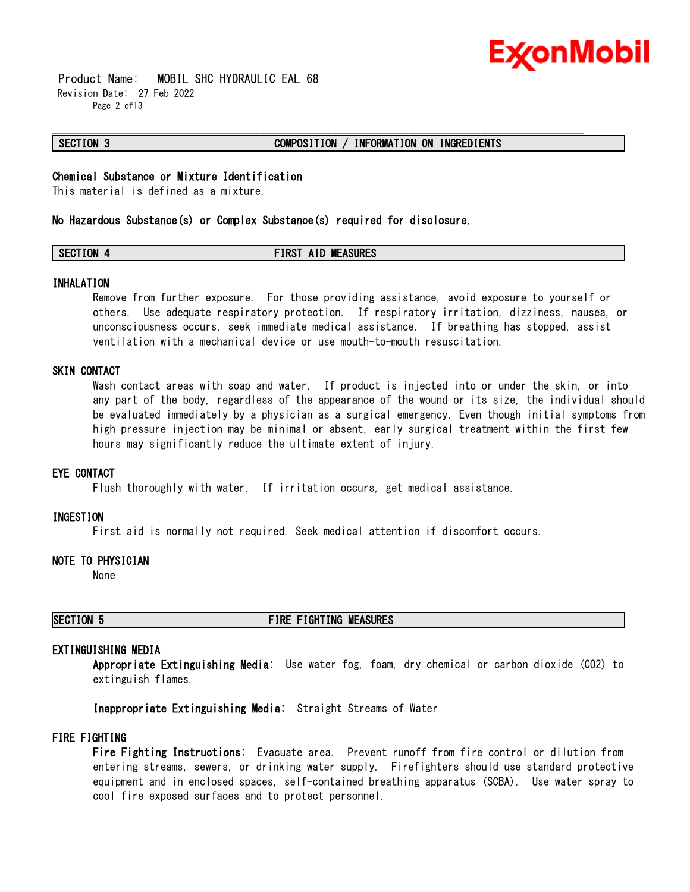## SECTION 3 COMPOSITION / INFORMATION ON INGREDIENTS

**Chemical Substance or Mixture Identification**
This material is defined as a mixture.

**No Hazardous Substance(s) or Complex Substance(s) required for disclosure.**

## SECTION 4 FIRST AID MEASURES

### INHALATION

Remove from further exposure. For those providing assistance, avoid exposure to yourself or others. Use adequate respiratory protection. If respiratory irritation, dizziness, nausea, or unconsciousness occurs, seek immediate medical assistance. If breathing has stopped, assist ventilation with a mechanical device or use mouth-to-mouth resuscitation.

### SKIN CONTACT

Wash contact areas with soap and water. If product is injected into or under the skin, or into any part of the body, regardless of the appearance of the wound or its size, the individual should be evaluated immediately by a physician as a surgical emergency. Even though initial symptoms from high pressure injection may be minimal or absent, early surgical treatment within the first few hours may significantly reduce the ultimate extent of injury.

### EYE CONTACT

Flush thoroughly with water. If irritation occurs, get medical assistance.

### INGESTION

First aid is normally not required. Seek medical attention if discomfort occurs.

### NOTE TO PHYSICIAN

None

## SECTION 5 FIRE FIGHTING MEASURES

### EXTINGUISHING MEDIA

**Appropriate Extinguishing Media:** Use water fog, foam, dry chemical or carbon dioxide ($CO_2$) to extinguish flames.

**Inappropriate Extinguishing Media:** Straight Streams of Water

### FIRE FIGHTING

**Fire Fighting Instructions:** Evacuate area. Prevent runoff from fire control or dilution from entering streams, sewers, or drinking water supply. Firefighters should use standard protective equipment and in enclosed spaces, self-contained breathing apparatus (SCBA). Use water spray to cool fire exposed surfaces and to protect personnel.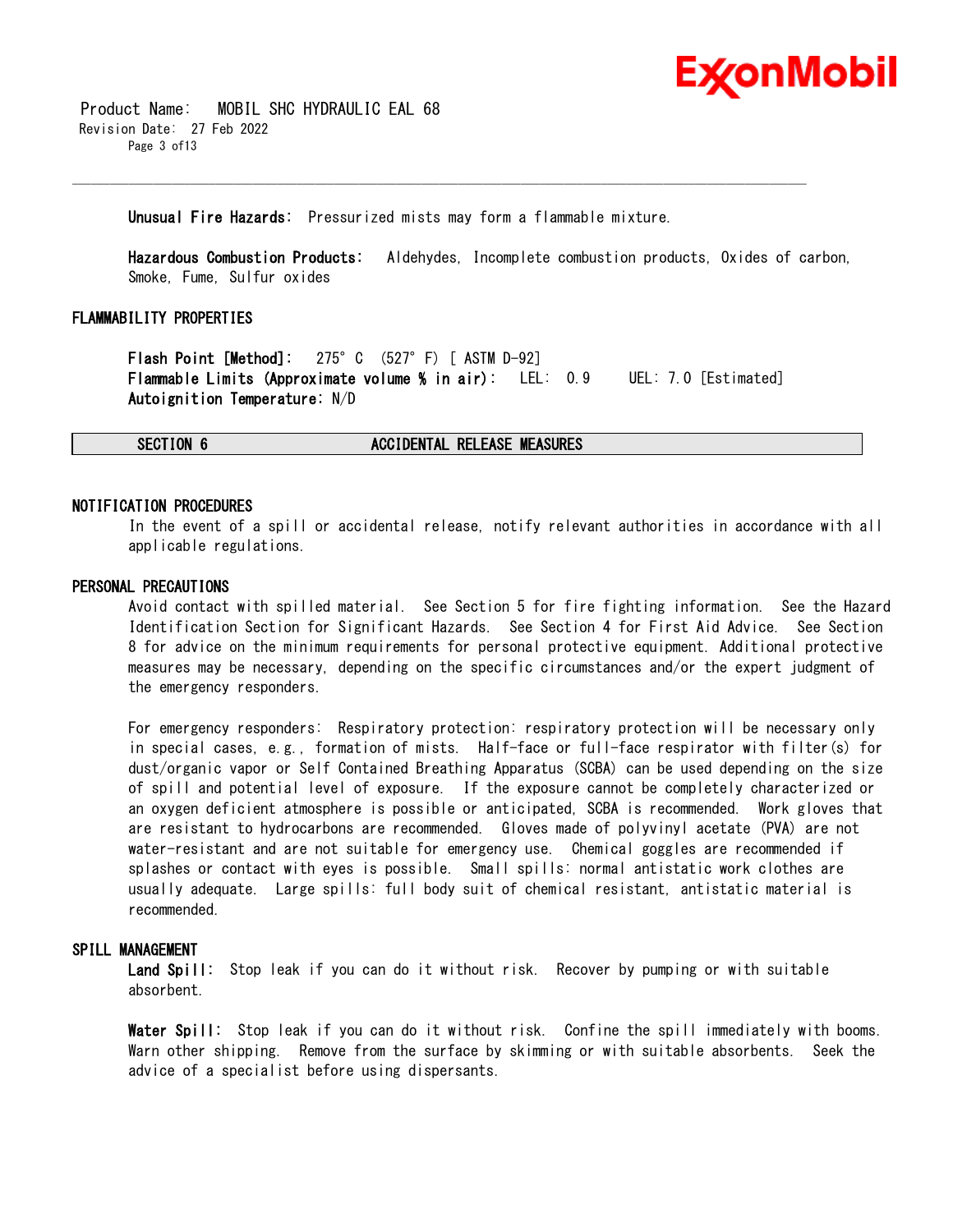**Unusual Fire Hazards:** Pressurized mists may form a flammable mixture.

**Hazardous Combustion Products:** Aldehydes, Incomplete combustion products, Oxides of carbon, Smoke, Fume, Sulfur oxides

### FLAMMABILITY PROPERTIES

**Flash Point [Method]:** 275°C (527°F) [ ASTM D-92]
**Flammable Limits (Approximate volume % in air):** LEL: 0.9 UEL: 7.0 [Estimated]
**Autoignition Temperature:** N/D

## SECTION 6 ACCIDENTAL RELEASE MEASURES

### NOTIFICATION PROCEDURES

In the event of a spill or accidental release, notify relevant authorities in accordance with all applicable regulations.

### PERSONAL PRECAUTIONS

Avoid contact with spilled material. See Section 5 for fire fighting information. See the Hazard Identification Section for Significant Hazards. See Section 4 for First Aid Advice. See Section 8 for advice on the minimum requirements for personal protective equipment. Additional protective measures may be necessary, depending on the specific circumstances and/or the expert judgment of the emergency responders.

For emergency responders: Respiratory protection: respiratory protection will be necessary only in special cases, e.g., formation of mists. Half-face or full-face respirator with filter(s) for dust/organic vapor or Self Contained Breathing Apparatus (SCBA) can be used depending on the size of spill and potential level of exposure. If the exposure cannot be completely characterized or an oxygen deficient atmosphere is possible or anticipated, SCBA is recommended. Work gloves that are resistant to hydrocarbons are recommended. Gloves made of polyvinyl acetate (PVA) are not water-resistant and are not suitable for emergency use. Chemical goggles are recommended if splashes or contact with eyes is possible. Small spills: normal antistatic work clothes are usually adequate. Large spills: full body suit of chemical resistant, antistatic material is recommended.

### SPILL MANAGEMENT

**Land Spill:** Stop leak if you can do it without risk. Recover by pumping or with suitable absorbent.

**Water Spill:** Stop leak if you can do it without risk. Confine the spill immediately with booms. Warn other shipping. Remove from the surface by skimming or with suitable absorbents. Seek the advice of a specialist before using dispersants.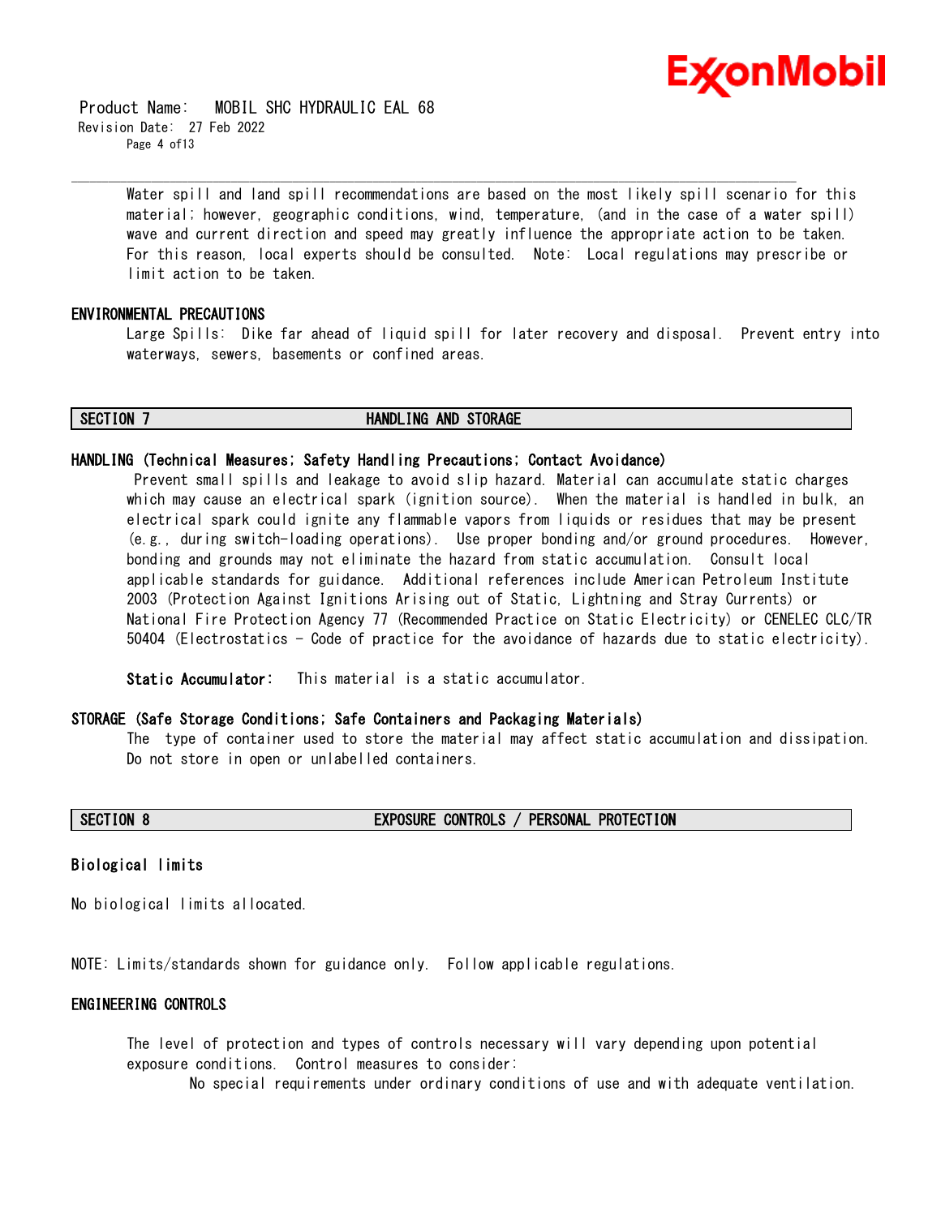Water spill and land spill recommendations are based on the most likely spill scenario for this material; however, geographic conditions, wind, temperature, (and in the case of a water spill) wave and current direction and speed may greatly influence the appropriate action to be taken. For this reason, local experts should be consulted. Note: Local regulations may prescribe or limit action to be taken.

### ENVIRONMENTAL PRECAUTIONS

Large Spills: Dike far ahead of liquid spill for later recovery and disposal. Prevent entry into waterways, sewers, basements or confined areas.

## SECTION 7 HANDLING AND STORAGE

### HANDLING (Technical Measures; Safety Handling Precautions; Contact Avoidance)

Prevent small spills and leakage to avoid slip hazard. Material can accumulate static charges which may cause an electrical spark (ignition source). When the material is handled in bulk, an electrical spark could ignite any flammable vapors from liquids or residues that may be present (e.g., during switch-loading operations). Use proper bonding and/or ground procedures. However, bonding and grounds may not eliminate the hazard from static accumulation. Consult local applicable standards for guidance. Additional references include American Petroleum Institute 2003 (Protection Against Ignitions Arising out of Static, Lightning and Stray Currents) or National Fire Protection Agency 77 (Recommended Practice on Static Electricity) or CENELEC CLC/TR 50404 (Electrostatics - Code of practice for the avoidance of hazards due to static electricity).

**Static Accumulator:** This material is a static accumulator.

### STORAGE (Safe Storage Conditions; Safe Containers and Packaging Materials)

The type of container used to store the material may affect static accumulation and dissipation. Do not store in open or unlabelled containers.

## SECTION 8 EXPOSURE CONTROLS / PERSONAL PROTECTION

### Biological limits

No biological limits allocated.

NOTE: Limits/standards shown for guidance only. Follow applicable regulations.

### ENGINEERING CONTROLS

The level of protection and types of controls necessary will vary depending upon potential exposure conditions. Control measures to consider:

No special requirements under ordinary conditions of use and with adequate ventilation.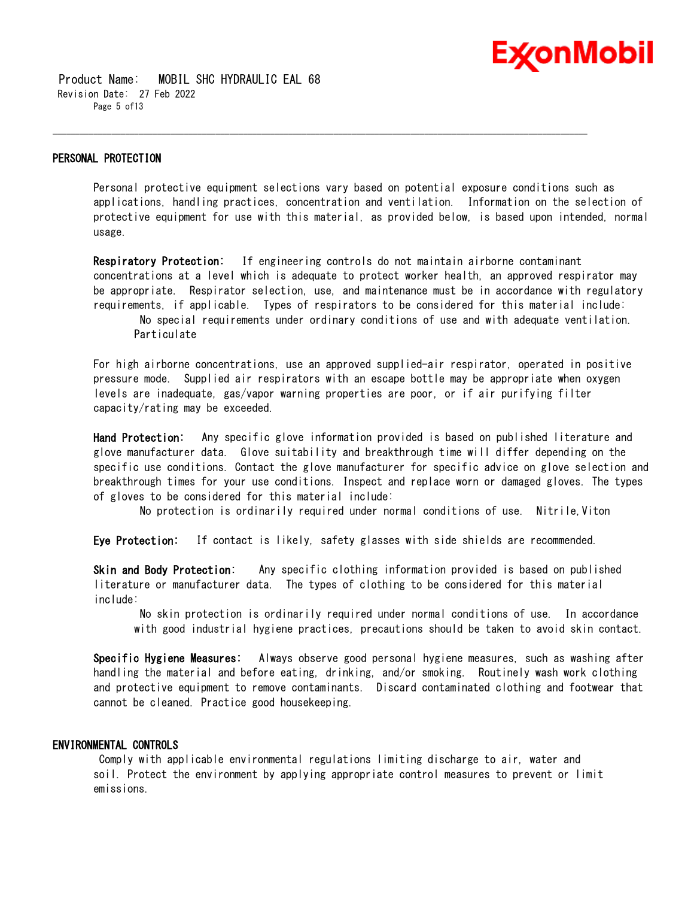## PERSONAL PROTECTION

Personal protective equipment selections vary based on potential exposure conditions such as applications, handling practices, concentration and ventilation. Information on the selection of protective equipment for use with this material, as provided below, is based upon intended, normal usage.

**Respiratory Protection:** If engineering controls do not maintain airborne contaminant concentrations at a level which is adequate to protect worker health, an approved respirator may be appropriate. Respirator selection, use, and maintenance must be in accordance with regulatory requirements, if applicable. Types of respirators to be considered for this material include:

No special requirements under ordinary conditions of use and with adequate ventilation.
Particulate

For high airborne concentrations, use an approved supplied-air respirator, operated in positive pressure mode. Supplied air respirators with an escape bottle may be appropriate when oxygen levels are inadequate, gas/vapor warning properties are poor, or if air purifying filter capacity/rating may be exceeded.

**Hand Protection:** Any specific glove information provided is based on published literature and glove manufacturer data. Glove suitability and breakthrough time will differ depending on the specific use conditions. Contact the glove manufacturer for specific advice on glove selection and breakthrough times for your use conditions. Inspect and replace worn or damaged gloves. The types of gloves to be considered for this material include:

No protection is ordinarily required under normal conditions of use. Nitrile,Viton

**Eye Protection:** If contact is likely, safety glasses with side shields are recommended.

**Skin and Body Protection:** Any specific clothing information provided is based on published literature or manufacturer data. The types of clothing to be considered for this material include:

No skin protection is ordinarily required under normal conditions of use. In accordance with good industrial hygiene practices, precautions should be taken to avoid skin contact.

**Specific Hygiene Measures:** Always observe good personal hygiene measures, such as washing after handling the material and before eating, drinking, and/or smoking. Routinely wash work clothing and protective equipment to remove contaminants. Discard contaminated clothing and footwear that cannot be cleaned. Practice good housekeeping.

## ENVIRONMENTAL CONTROLS

Comply with applicable environmental regulations limiting discharge to air, water and soil. Protect the environment by applying appropriate control measures to prevent or limit emissions.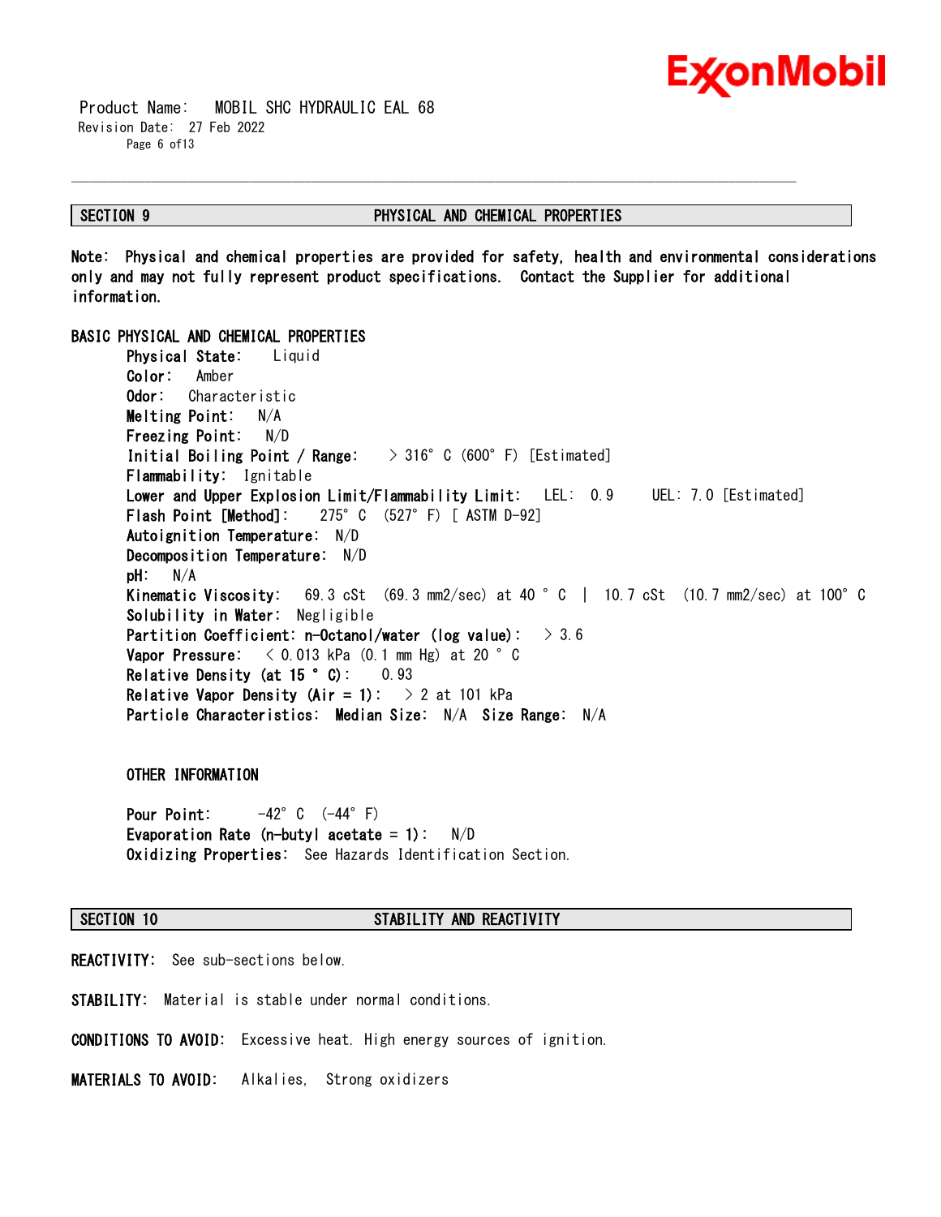## SECTION 9 PHYSICAL AND CHEMICAL PROPERTIES

**Note: Physical and chemical properties are provided for safety, health and environmental considerations only and may not fully represent product specifications. Contact the Supplier for additional information.**

### BASIC PHYSICAL AND CHEMICAL PROPERTIES

**Physical State:** Liquid
**Color:** Amber
**Odor:** Characteristic
**Melting Point:** N/A
**Freezing Point:** N/D
**Initial Boiling Point / Range:** > 316° C (600° F) [Estimated]
**Flammability:** Ignitable
**Lower and Upper Explosion Limit/Flammability Limit:** LEL: 0.9 UEL: 7.0 [Estimated]
**Flash Point [Method]:** 275° C (527° F) [ ASTM D-92]
**Autoignition Temperature:** N/D
**Decomposition Temperature:** N/D
**pH:** N/A
**Kinematic Viscosity:** 69.3 cSt (69.3 mm2/sec) at 40 ° C | 10.7 cSt (10.7 mm2/sec) at 100° C
**Solubility in Water:** Negligible
**Partition Coefficient: n-Octanol/water (log value):** > 3.6
**Vapor Pressure:** < 0.013 kPa (0.1 mm Hg) at 20 ° C
**Relative Density (at 15 ° C):** 0.93
**Relative Vapor Density (Air = 1):** > 2 at 101 kPa
**Particle Characteristics: Median Size:** N/A **Size Range:** N/A

### OTHER INFORMATION

**Pour Point:** -42° C (-44° F)
**Evaporation Rate (n-butyl acetate = 1):** N/D
**Oxidizing Properties:** See Hazards Identification Section.

## SECTION 10 STABILITY AND REACTIVITY

**REACTIVITY:** See sub-sections below.

**STABILITY:** Material is stable under normal conditions.

**CONDITIONS TO AVOID:** Excessive heat. High energy sources of ignition.

**MATERIALS TO AVOID:** Alkalies, Strong oxidizers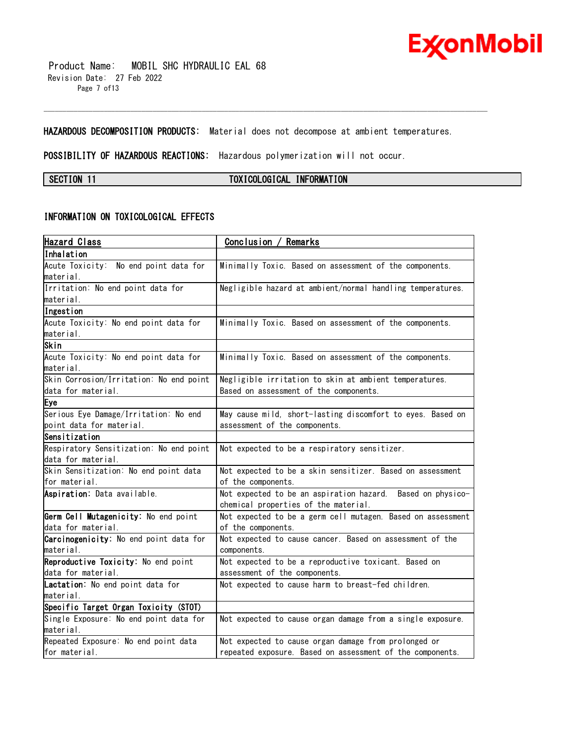**HAZARDOUS DECOMPOSITION PRODUCTS:** Material does not decompose at ambient temperatures.

**POSSIBILITY OF HAZARDOUS REACTIONS:** Hazardous polymerization will not occur.

## SECTION 11 TOXICOLOGICAL INFORMATION

### INFORMATION ON TOXICOLOGICAL EFFECTS

| Hazard Class | Conclusion / Remarks |
| --- | --- |
| **Inhalation** | |
| Acute Toxicity: No end point data for material. | Minimally Toxic. Based on assessment of the components. |
| Irritation: No end point data for material. | Negligible hazard at ambient/normal handling temperatures. |
| **Ingestion** | |
| Acute Toxicity: No end point data for material. | Minimally Toxic. Based on assessment of the components. |
| **Skin** | |
| Acute Toxicity: No end point data for material. | Minimally Toxic. Based on assessment of the components. |
| Skin Corrosion/Irritation: No end point data for material. | Negligible irritation to skin at ambient temperatures. Based on assessment of the components. |
| **Eye** | |
| Serious Eye Damage/Irritation: No end point data for material. | May cause mild, short-lasting discomfort to eyes. Based on assessment of the components. |
| **Sensitization** | |
| Respiratory Sensitization: No end point data for material. | Not expected to be a respiratory sensitizer. |
| Skin Sensitization: No end point data for material. | Not expected to be a skin sensitizer. Based on assessment of the components. |
| **Aspiration:** Data available. | Not expected to be an aspiration hazard. Based on physico-chemical properties of the material. |
| **Germ Cell Mutagenicity:** No end point data for material. | Not expected to be a germ cell mutagen. Based on assessment of the components. |
| **Carcinogenicity:** No end point data for material. | Not expected to cause cancer. Based on assessment of the components. |
| **Reproductive Toxicity:** No end point data for material. | Not expected to be a reproductive toxicant. Based on assessment of the components. |
| **Lactation:** No end point data for material. | Not expected to cause harm to breast-fed children. |
| **Specific Target Organ Toxicity (STOT)** | |
| Single Exposure: No end point data for material. | Not expected to cause organ damage from a single exposure. |
| Repeated Exposure: No end point data for material. | Not expected to cause organ damage from prolonged or repeated exposure. Based on assessment of the components. |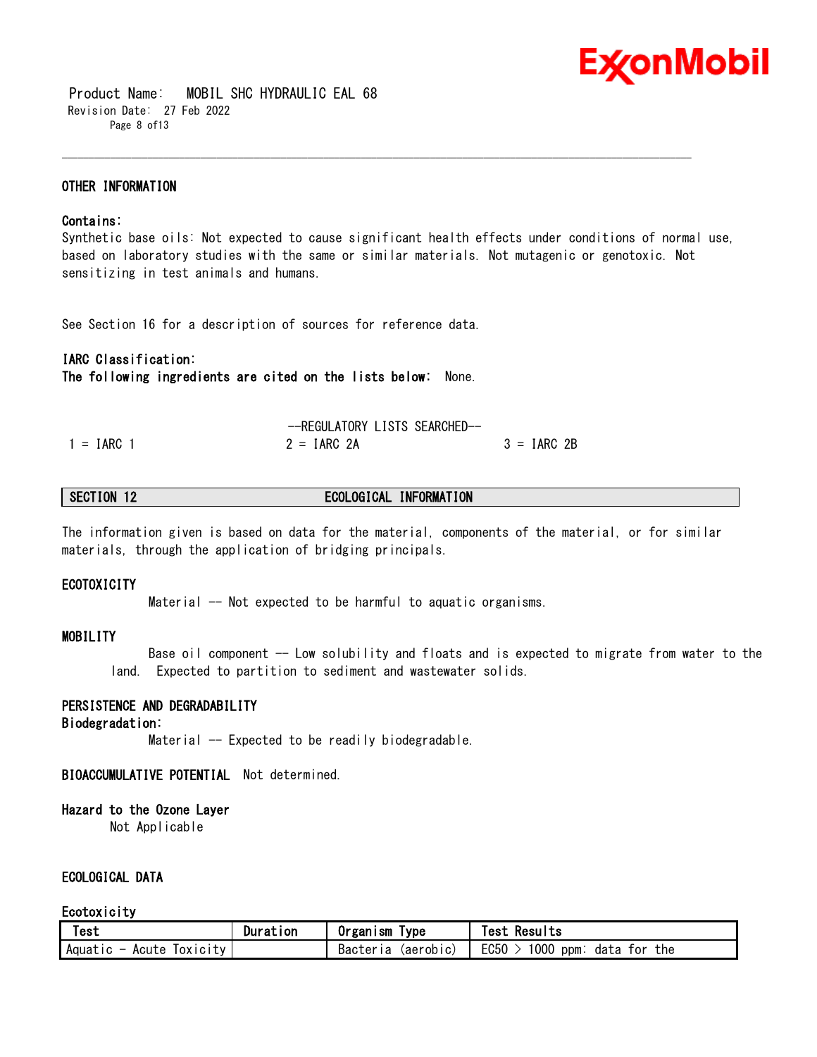### OTHER INFORMATION

**Contains:**
Synthetic base oils: Not expected to cause significant health effects under conditions of normal use, based on laboratory studies with the same or similar materials. Not mutagenic or genotoxic. Not sensitizing in test animals and humans.

See Section 16 for a description of sources for reference data.

**IARC Classification:**
**The following ingredients are cited on the lists below:** None.

--REGULATORY LISTS SEARCHED--

1 = IARC 1 | 2 = IARC 2A | 3 = IARC 2B

## SECTION 12 ECOLOGICAL INFORMATION

The information given is based on data for the material, components of the material, or for similar materials, through the application of bridging principals.

### ECOTOXICITY

Material -- Not expected to be harmful to aquatic organisms.

### MOBILITY

Base oil component -- Low solubility and floats and is expected to migrate from water to the land. Expected to partition to sediment and wastewater solids.

### PERSISTENCE AND DEGRADABILITY

**Biodegradation:**

Material -- Expected to be readily biodegradable.

**BIOACCUMULATIVE POTENTIAL** Not determined.

**Hazard to the Ozone Layer**

Not Applicable

### ECOLOGICAL DATA

**Ecotoxicity**

| Test | Duration | Organism Type | Test Results |
| --- | --- | --- | --- |
| Aquatic - Acute Toxicity | | Bacteria (aerobic) | EC50 > 1000 ppm: data for the |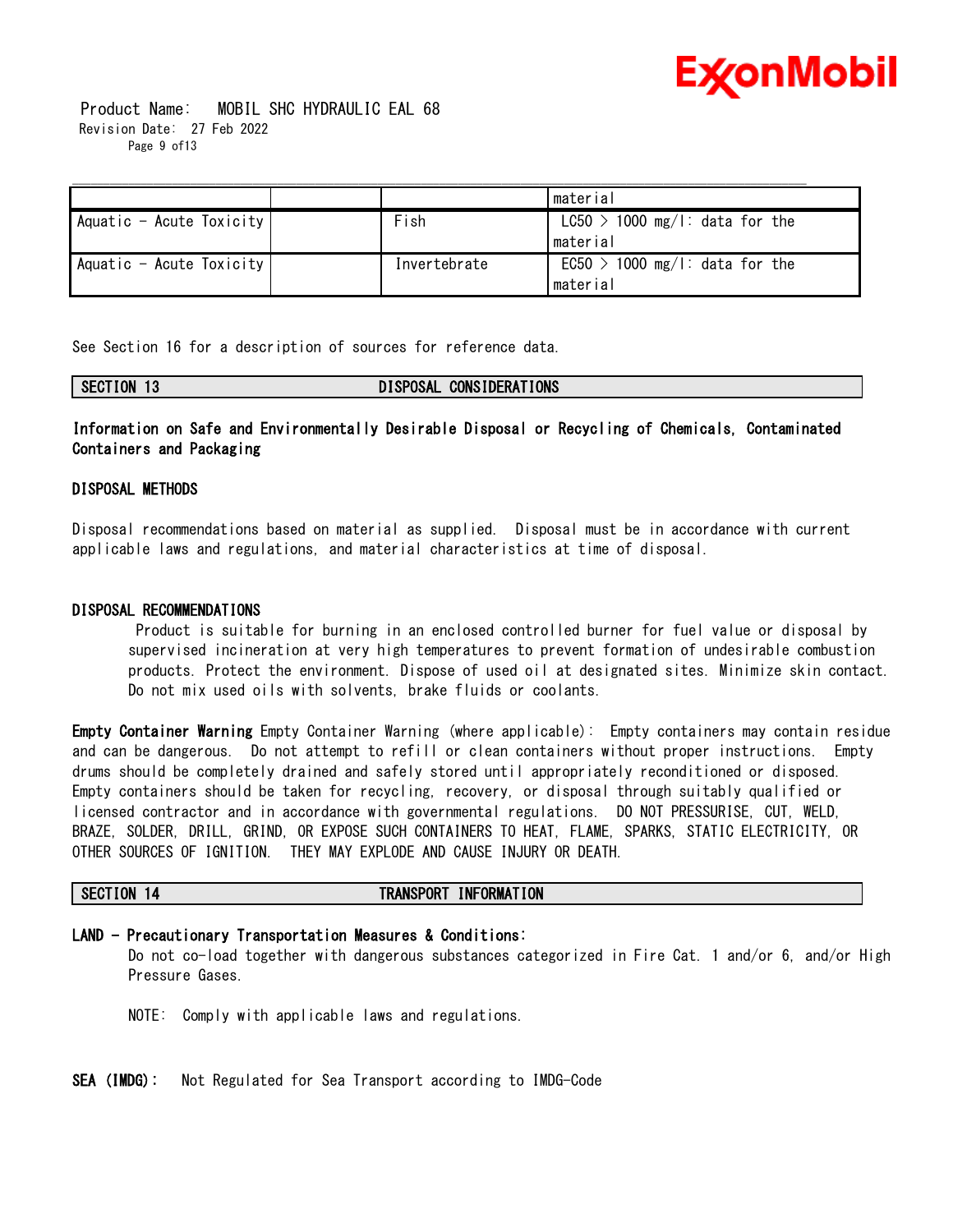| | | | material |
|---|---|---|---|
| Aquatic - Acute Toxicity | | Fish | LC50 > 1000 mg/l: data for the material |
| Aquatic - Acute Toxicity | | Invertebrate | EC50 > 1000 mg/l: data for the material |

See Section 16 for a description of sources for reference data.

## SECTION 13 DISPOSAL CONSIDERATIONS

**Information on Safe and Environmentally Desirable Disposal or Recycling of Chemicals, Contaminated Containers and Packaging**

### DISPOSAL METHODS

Disposal recommendations based on material as supplied. Disposal must be in accordance with current applicable laws and regulations, and material characteristics at time of disposal.

### DISPOSAL RECOMMENDATIONS

Product is suitable for burning in an enclosed controlled burner for fuel value or disposal by supervised incineration at very high temperatures to prevent formation of undesirable combustion products. Protect the environment. Dispose of used oil at designated sites. Minimize skin contact. Do not mix used oils with solvents, brake fluids or coolants.

**Empty Container Warning** Empty Container Warning (where applicable): Empty containers may contain residue and can be dangerous. Do not attempt to refill or clean containers without proper instructions. Empty drums should be completely drained and safely stored until appropriately reconditioned or disposed. Empty containers should be taken for recycling, recovery, or disposal through suitably qualified or licensed contractor and in accordance with governmental regulations. DO NOT PRESSURISE, CUT, WELD, BRAZE, SOLDER, DRILL, GRIND, OR EXPOSE SUCH CONTAINERS TO HEAT, FLAME, SPARKS, STATIC ELECTRICITY, OR OTHER SOURCES OF IGNITION. THEY MAY EXPLODE AND CAUSE INJURY OR DEATH.

## SECTION 14 TRANSPORT INFORMATION

**LAND - Precautionary Transportation Measures & Conditions:**

Do not co-load together with dangerous substances categorized in Fire Cat. 1 and/or 6, and/or High Pressure Gases.

NOTE: Comply with applicable laws and regulations.

**SEA (IMDG):** Not Regulated for Sea Transport according to IMDG-Code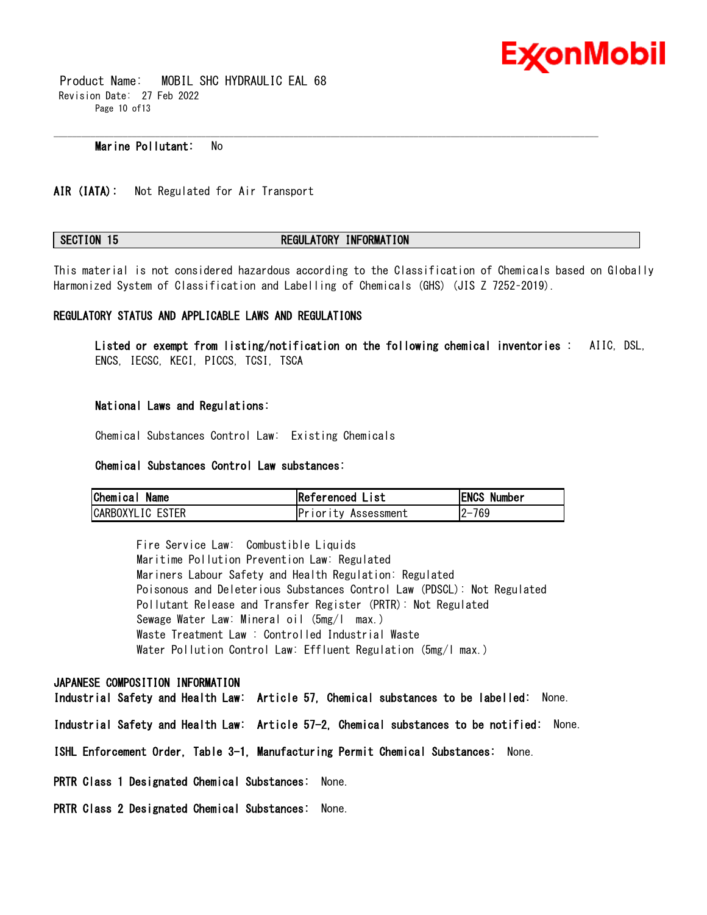**Marine Pollutant:** No

**AIR (IATA):** Not Regulated for Air Transport

## SECTION 15 REGULATORY INFORMATION

This material is not considered hazardous according to the Classification of Chemicals based on Globally Harmonized System of Classification and Labelling of Chemicals (GHS) (JIS Z 7252-2019).

### REGULATORY STATUS AND APPLICABLE LAWS AND REGULATIONS

**Listed or exempt from listing/notification on the following chemical inventories :** AIIC, DSL, ENCS, IECSC, KECI, PICCS, TCSI, TSCA

**National Laws and Regulations:**

Chemical Substances Control Law: Existing Chemicals

**Chemical Substances Control Law substances:**

| Chemical Name | Referenced List | ENCS Number |
|---|---|---|
| CARBOXYLIC ESTER | Priority Assessment | 2-769 |

Fire Service Law: Combustible Liquids
Maritime Pollution Prevention Law: Regulated
Mariners Labour Safety and Health Regulation: Regulated
Poisonous and Deleterious Substances Control Law (PDSCL): Not Regulated
Pollutant Release and Transfer Register (PRTR): Not Regulated
Sewage Water Law: Mineral oil (5mg/l max.)
Waste Treatment Law : Controlled Industrial Waste
Water Pollution Control Law: Effluent Regulation (5mg/l max.)

### JAPANESE COMPOSITION INFORMATION

**Industrial Safety and Health Law: Article 57, Chemical substances to be labelled:** None.

**Industrial Safety and Health Law: Article 57-2, Chemical substances to be notified:** None.

**ISHL Enforcement Order, Table 3-1, Manufacturing Permit Chemical Substances:** None.

**PRTR Class 1 Designated Chemical Substances:** None.

**PRTR Class 2 Designated Chemical Substances:** None.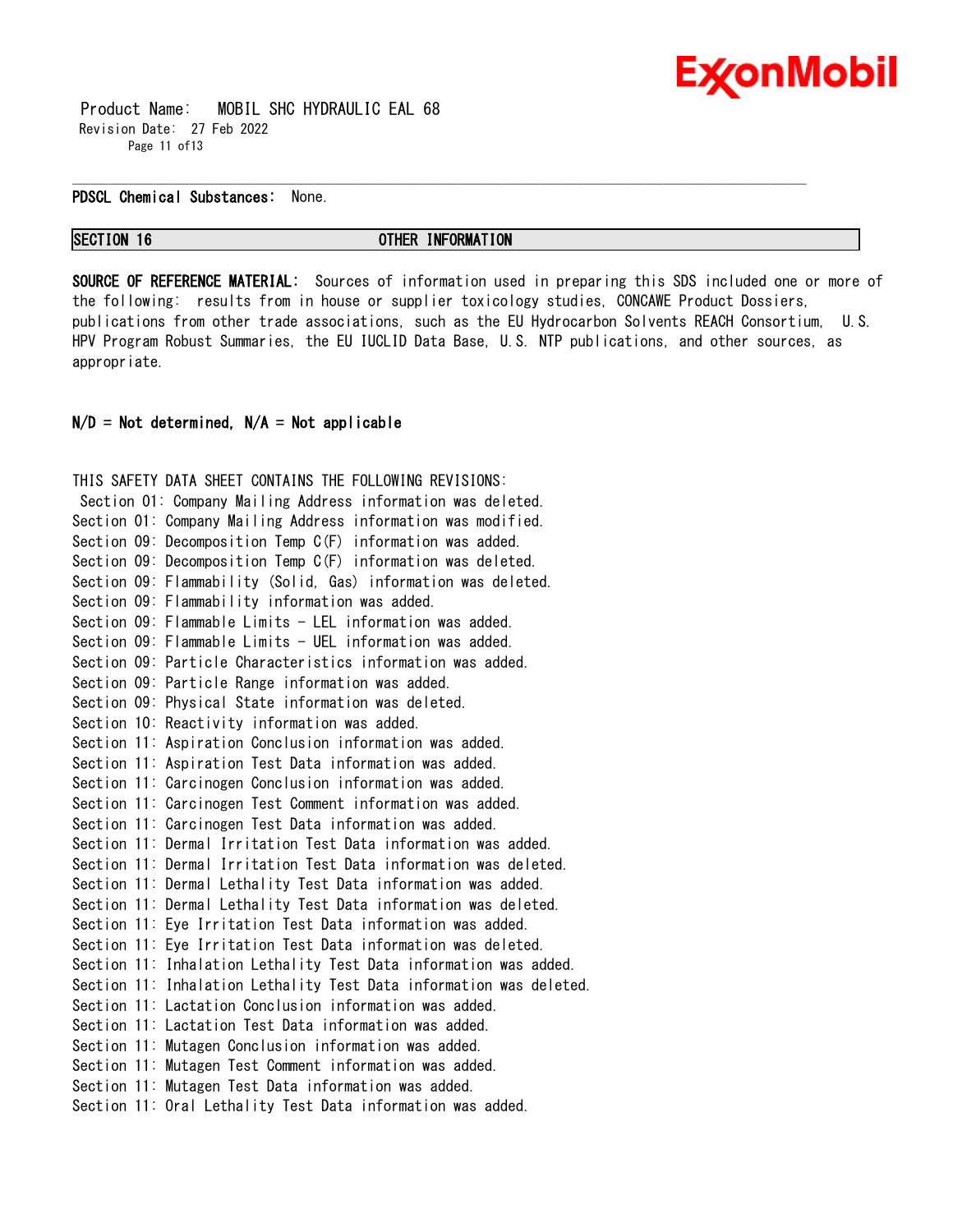**PDSCL Chemical Substances:** None.

## SECTION 16 OTHER INFORMATION

**SOURCE OF REFERENCE MATERIAL:** Sources of information used in preparing this SDS included one or more of the following: results from in house or supplier toxicology studies, CONCAWE Product Dossiers, publications from other trade associations, such as the EU Hydrocarbon Solvents REACH Consortium, U.S. HPV Program Robust Summaries, the EU IUCLID Data Base, U.S. NTP publications, and other sources, as appropriate.

**N/D = Not determined, N/A = Not applicable**

THIS SAFETY DATA SHEET CONTAINS THE FOLLOWING REVISIONS:

Section 01: Company Mailing Address information was deleted.
Section 01: Company Mailing Address information was modified.
Section 09: Decomposition Temp C(F) information was added.
Section 09: Decomposition Temp C(F) information was deleted.
Section 09: Flammability (Solid, Gas) information was deleted.
Section 09: Flammability information was added.
Section 09: Flammable Limits - LEL information was added.
Section 09: Flammable Limits - UEL information was added.
Section 09: Particle Characteristics information was added.
Section 09: Particle Range information was added.
Section 09: Physical State information was deleted.
Section 10: Reactivity information was added.
Section 11: Aspiration Conclusion information was added.
Section 11: Aspiration Test Data information was added.
Section 11: Carcinogen Conclusion information was added.
Section 11: Carcinogen Test Comment information was added.
Section 11: Carcinogen Test Data information was added.
Section 11: Dermal Irritation Test Data information was added.
Section 11: Dermal Irritation Test Data information was deleted.
Section 11: Dermal Lethality Test Data information was added.
Section 11: Dermal Lethality Test Data information was deleted.
Section 11: Eye Irritation Test Data information was added.
Section 11: Eye Irritation Test Data information was deleted.
Section 11: Inhalation Lethality Test Data information was added.
Section 11: Inhalation Lethality Test Data information was deleted.
Section 11: Lactation Conclusion information was added.
Section 11: Lactation Test Data information was added.
Section 11: Mutagen Conclusion information was added.
Section 11: Mutagen Test Comment information was added.
Section 11: Mutagen Test Data information was added.
Section 11: Oral Lethality Test Data information was added.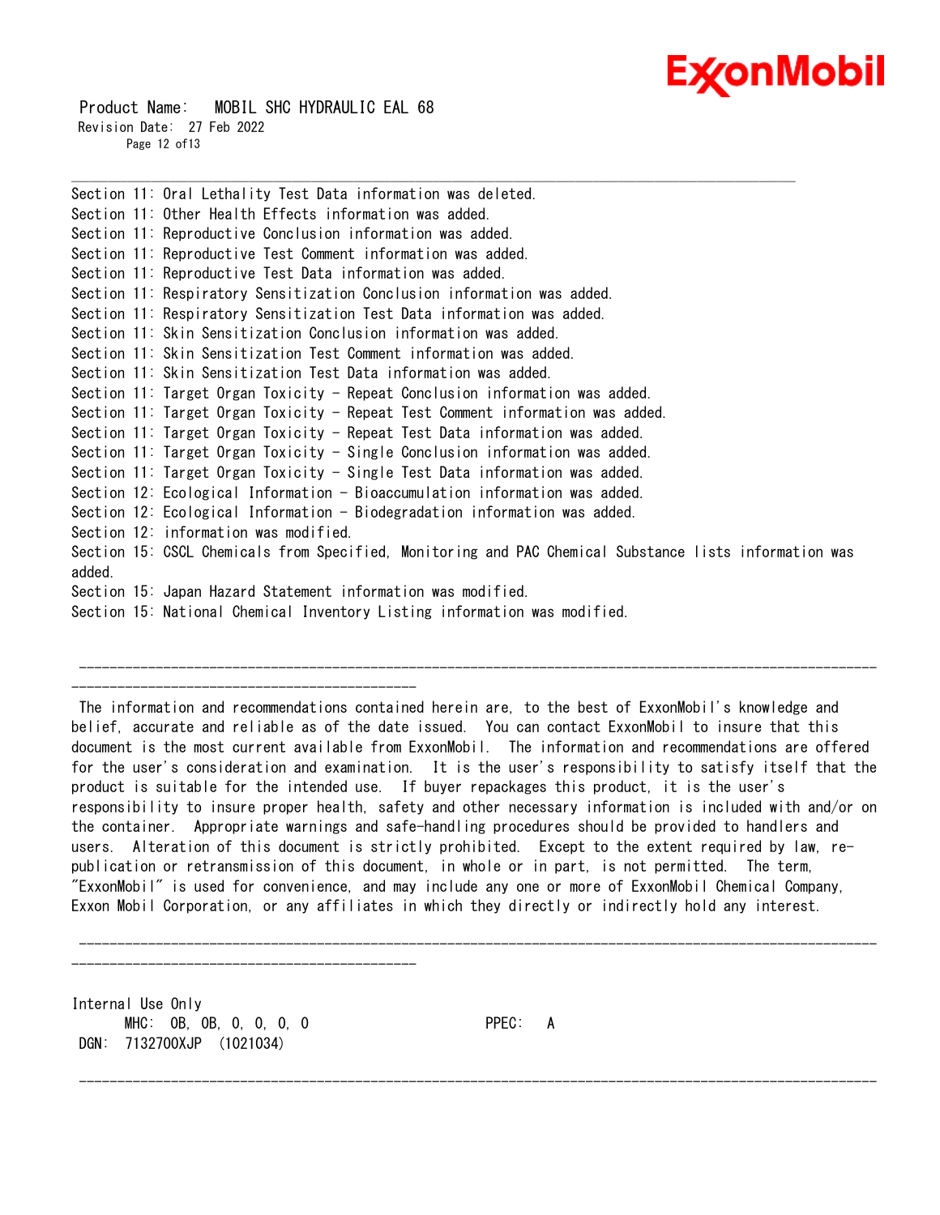Section 11: Oral Lethality Test Data information was deleted.
Section 11: Other Health Effects information was added.
Section 11: Reproductive Conclusion information was added.
Section 11: Reproductive Test Comment information was added.
Section 11: Reproductive Test Data information was added.
Section 11: Respiratory Sensitization Conclusion information was added.
Section 11: Respiratory Sensitization Test Data information was added.
Section 11: Skin Sensitization Conclusion information was added.
Section 11: Skin Sensitization Test Comment information was added.
Section 11: Skin Sensitization Test Data information was added.
Section 11: Target Organ Toxicity - Repeat Conclusion information was added.
Section 11: Target Organ Toxicity - Repeat Test Comment information was added.
Section 11: Target Organ Toxicity - Repeat Test Data information was added.
Section 11: Target Organ Toxicity - Single Conclusion information was added.
Section 11: Target Organ Toxicity - Single Test Data information was added.
Section 12: Ecological Information - Bioaccumulation information was added.
Section 12: Ecological Information - Biodegradation information was added.
Section 12: information was modified.
Section 15: CSCL Chemicals from Specified, Monitoring and PAC Chemical Substance lists information was added.
Section 15: Japan Hazard Statement information was modified.
Section 15: National Chemical Inventory Listing information was modified.

---

The information and recommendations contained herein are, to the best of ExxonMobil's knowledge and belief, accurate and reliable as of the date issued. You can contact ExxonMobil to insure that this document is the most current available from ExxonMobil. The information and recommendations are offered for the user's consideration and examination. It is the user's responsibility to satisfy itself that the product is suitable for the intended use. If buyer repackages this product, it is the user's responsibility to insure proper health, safety and other necessary information is included with and/or on the container. Appropriate warnings and safe-handling procedures should be provided to handlers and users. Alteration of this document is strictly prohibited. Except to the extent required by law, re-publication or retransmission of this document, in whole or in part, is not permitted. The term, "ExxonMobil" is used for convenience, and may include any one or more of ExxonMobil Chemical Company, Exxon Mobil Corporation, or any affiliates in which they directly or indirectly hold any interest.

---

Internal Use Only
MHC: 0B, 0B, 0, 0, 0, 0 PPEC: A
DGN: 7132700XJP (1021034)

---